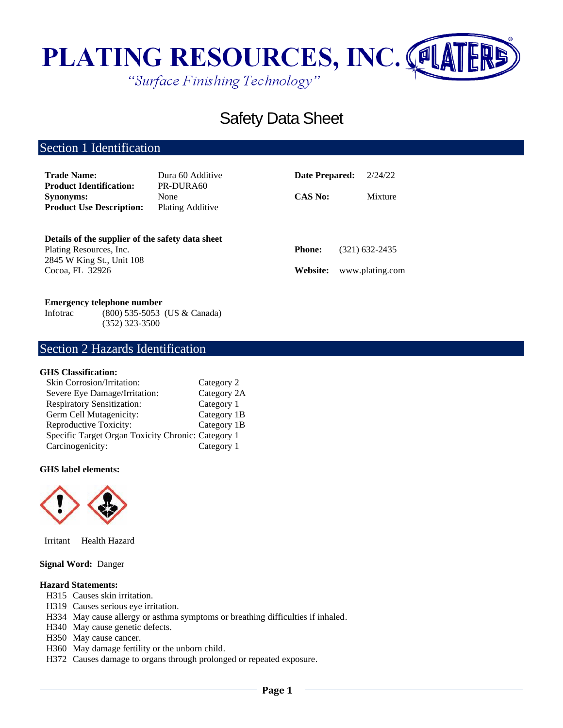# PLATING RESOURCES, INC.

*"Surface Finishing Technology"*

# Safety Data Sheet

## Section 1 Identification

| | | | |
|---|---|---|---|
| **Trade Name:** | Dura 60 Additive | **Date Prepared:** | 2/24/22 |
| **Product Identification:** | PR-DURA60 | | |
| **Synonyms:** | None | **CAS No:** | Mixture |
| **Product Use Description:** | Plating Additive | | |

**Details of the supplier of the safety data sheet**

Plating Resources, Inc.
2845 W King St., Unit 108
Cocoa, FL 32926

**Phone:** (321) 632-2435

**Website:** www.plating.com

**Emergency telephone number**

Infotrac (800) 535-5053 (US & Canada)
(352) 323-3500

## Section 2 Hazards Identification

**GHS Classification:**

| | |
|---|---|
| Skin Corrosion/Irritation: | Category 2 |
| Severe Eye Damage/Irritation: | Category 2A |
| Respiratory Sensitization: | Category 1 |
| Germ Cell Mutagenicity: | Category 1B |
| Reproductive Toxicity: | Category 1B |
| Specific Target Organ Toxicity Chronic: | Category 1 |
| Carcinogenicity: | Category 1 |

**GHS label elements:**

Irritant Health Hazard

**Signal Word:** Danger

**Hazard Statements:**

- H315 Causes skin irritation.
- H319 Causes serious eye irritation.
- H334 May cause allergy or asthma symptoms or breathing difficulties if inhaled.
- H340 May cause genetic defects.
- H350 May cause cancer.
- H360 May damage fertility or the unborn child.
- H372 Causes damage to organs through prolonged or repeated exposure.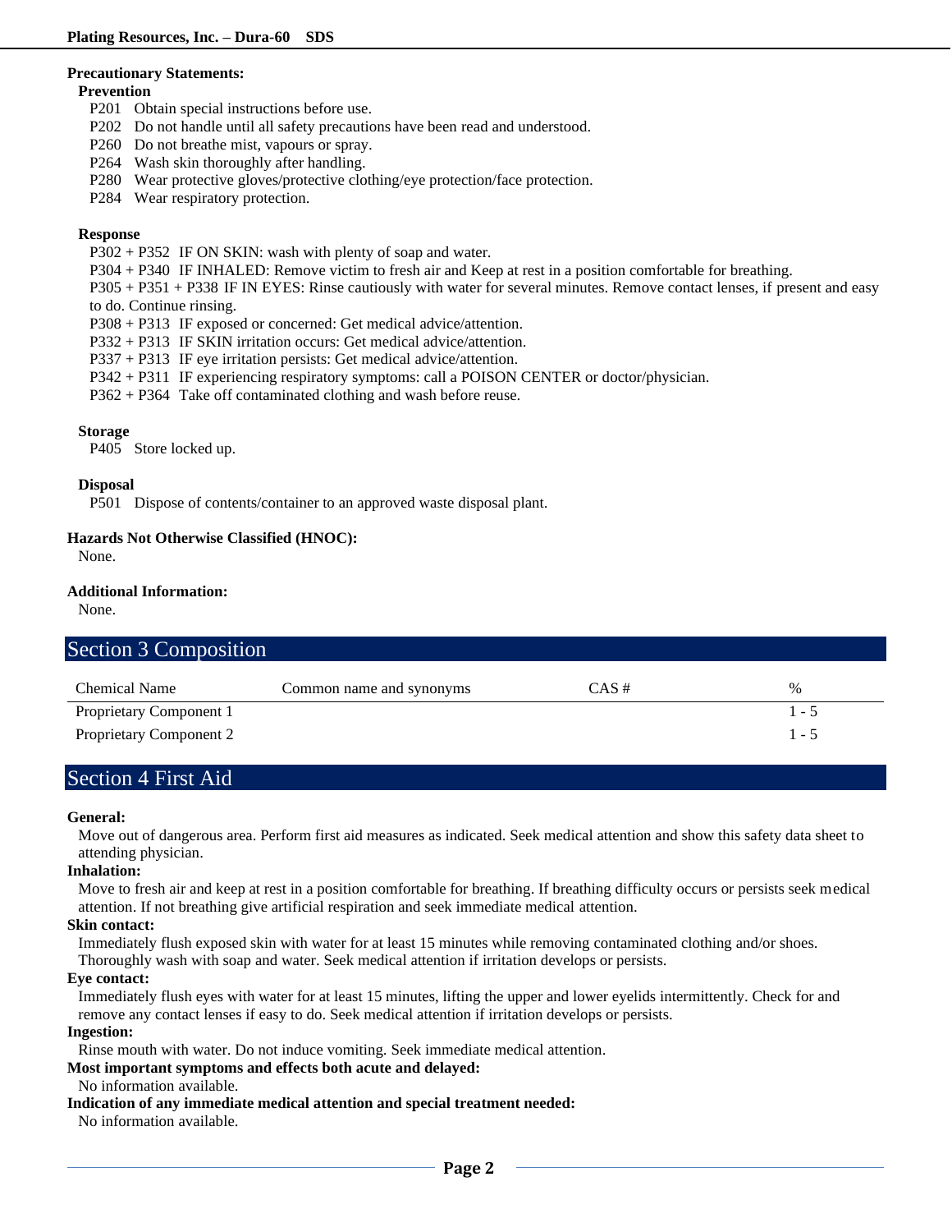**Precautionary Statements:**

**Prevention**

P201 Obtain special instructions before use.
P202 Do not handle until all safety precautions have been read and understood.
P260 Do not breathe mist, vapours or spray.
P264 Wash skin thoroughly after handling.
P280 Wear protective gloves/protective clothing/eye protection/face protection.
P284 Wear respiratory protection.

**Response**

P302 + P352 IF ON SKIN: wash with plenty of soap and water.
P304 + P340 IF INHALED: Remove victim to fresh air and Keep at rest in a position comfortable for breathing.
P305 + P351 + P338 IF IN EYES: Rinse cautiously with water for several minutes. Remove contact lenses, if present and easy to do. Continue rinsing.
P308 + P313 IF exposed or concerned: Get medical advice/attention.
P332 + P313 IF SKIN irritation occurs: Get medical advice/attention.
P337 + P313 IF eye irritation persists: Get medical advice/attention.
P342 + P311 IF experiencing respiratory symptoms: call a POISON CENTER or doctor/physician.
P362 + P364 Take off contaminated clothing and wash before reuse.

**Storage**

P405 Store locked up.

**Disposal**

P501 Dispose of contents/container to an approved waste disposal plant.

**Hazards Not Otherwise Classified (HNOC):**

None.

**Additional Information:**

None.

## Section 3 Composition

| Chemical Name | Common name and synonyms | CAS # | % |
|---|---|---|---|
| Proprietary Component 1 | | | 1 - 5 |
| Proprietary Component 2 | | | 1 - 5 |

## Section 4 First Aid

**General:**

Move out of dangerous area. Perform first aid measures as indicated. Seek medical attention and show this safety data sheet to attending physician.

**Inhalation:**

Move to fresh air and keep at rest in a position comfortable for breathing. If breathing difficulty occurs or persists seek medical attention. If not breathing give artificial respiration and seek immediate medical attention.

**Skin contact:**

Immediately flush exposed skin with water for at least 15 minutes while removing contaminated clothing and/or shoes. Thoroughly wash with soap and water. Seek medical attention if irritation develops or persists.

**Eye contact:**

Immediately flush eyes with water for at least 15 minutes, lifting the upper and lower eyelids intermittently. Check for and remove any contact lenses if easy to do. Seek medical attention if irritation develops or persists.

**Ingestion:**

Rinse mouth with water. Do not induce vomiting. Seek immediate medical attention.

**Most important symptoms and effects both acute and delayed:**

No information available.

**Indication of any immediate medical attention and special treatment needed:**

No information available.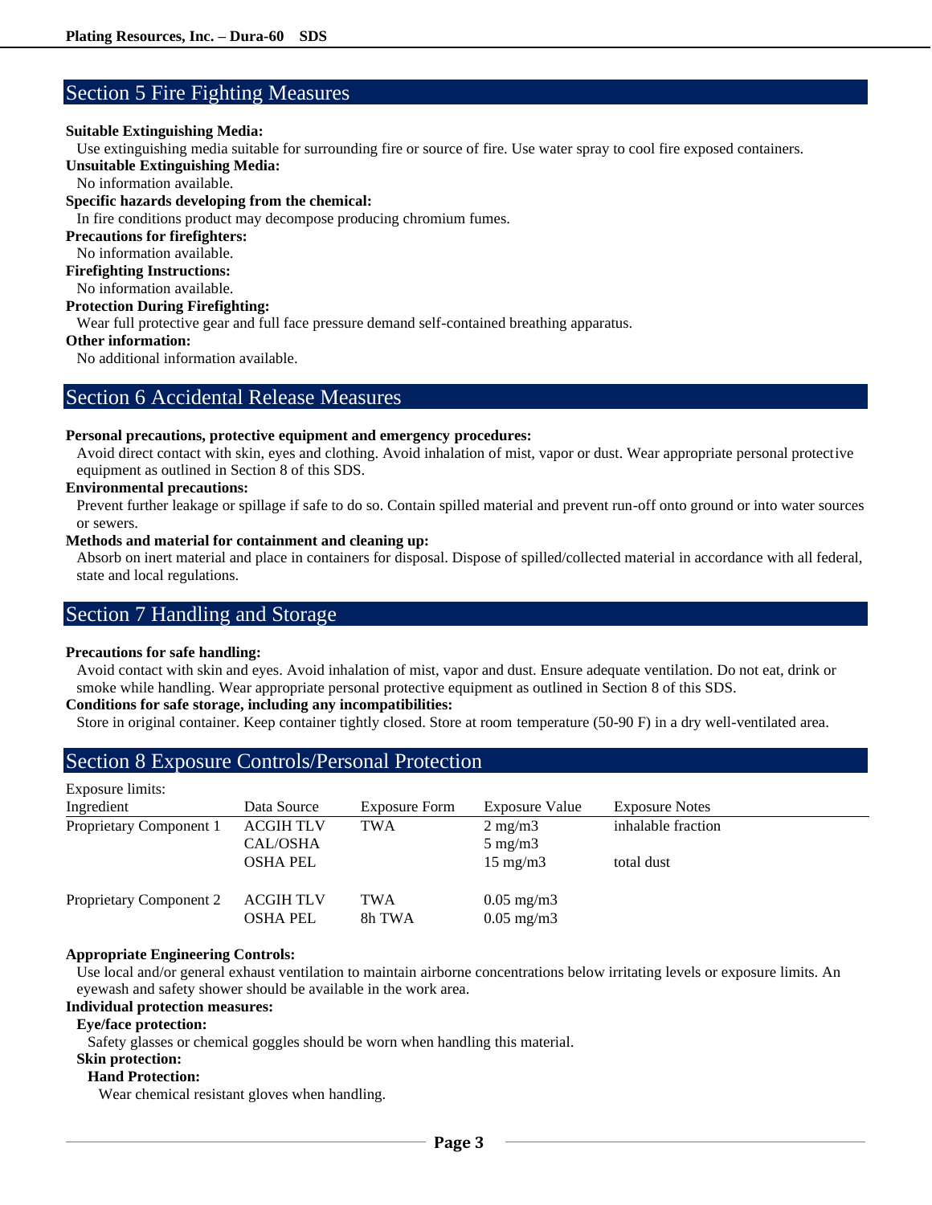## Section 5 Fire Fighting Measures

**Suitable Extinguishing Media:**
Use extinguishing media suitable for surrounding fire or source of fire. Use water spray to cool fire exposed containers.

**Unsuitable Extinguishing Media:**
No information available.

**Specific hazards developing from the chemical:**
In fire conditions product may decompose producing chromium fumes.

**Precautions for firefighters:**
No information available.

**Firefighting Instructions:**
No information available.

**Protection During Firefighting:**
Wear full protective gear and full face pressure demand self-contained breathing apparatus.

**Other information:**
No additional information available.

## Section 6 Accidental Release Measures

**Personal precautions, protective equipment and emergency procedures:**
Avoid direct contact with skin, eyes and clothing. Avoid inhalation of mist, vapor or dust. Wear appropriate personal protective equipment as outlined in Section 8 of this SDS.

**Environmental precautions:**
Prevent further leakage or spillage if safe to do so. Contain spilled material and prevent run-off onto ground or into water sources or sewers.

**Methods and material for containment and cleaning up:**
Absorb on inert material and place in containers for disposal. Dispose of spilled/collected material in accordance with all federal, state and local regulations.

## Section 7 Handling and Storage

**Precautions for safe handling:**
Avoid contact with skin and eyes. Avoid inhalation of mist, vapor and dust. Ensure adequate ventilation. Do not eat, drink or smoke while handling. Wear appropriate personal protective equipment as outlined in Section 8 of this SDS.

**Conditions for safe storage, including any incompatibilities:**
Store in original container. Keep container tightly closed. Store at room temperature (50-90 F) in a dry well-ventilated area.

## Section 8 Exposure Controls/Personal Protection

Exposure limits:

| Ingredient | Data Source | Exposure Form | Exposure Value | Exposure Notes |
|---|---|---|---|---|
| Proprietary Component 1 | ACGIH TLV | TWA | 2 mg/m3 | inhalable fraction |
| | CAL/OSHA | | 5 mg/m3 | |
| | OSHA PEL | | 15 mg/m3 | total dust |
| Proprietary Component 2 | ACGIH TLV | TWA | 0.05 mg/m3 | |
| | OSHA PEL | 8h TWA | 0.05 mg/m3 | |

**Appropriate Engineering Controls:**
Use local and/or general exhaust ventilation to maintain airborne concentrations below irritating levels or exposure limits. An eyewash and safety shower should be available in the work area.

**Individual protection measures:**

**Eye/face protection:**
Safety glasses or chemical goggles should be worn when handling this material.

**Skin protection:**

**Hand Protection:**
Wear chemical resistant gloves when handling.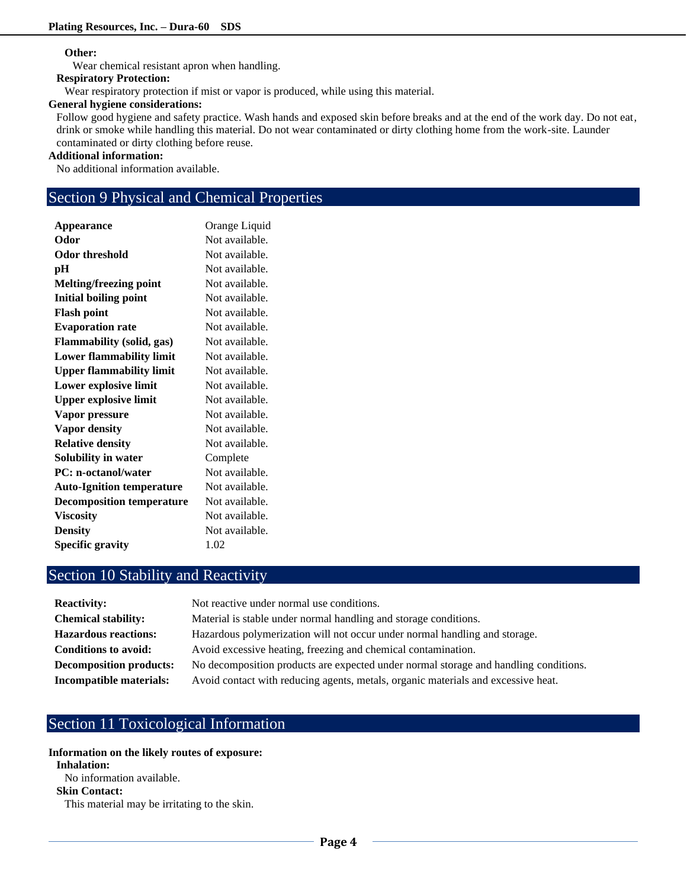**Other:**

Wear chemical resistant apron when handling.

**Respiratory Protection:**

Wear respiratory protection if mist or vapor is produced, while using this material.

**General hygiene considerations:**

Follow good hygiene and safety practice. Wash hands and exposed skin before breaks and at the end of the work day. Do not eat, drink or smoke while handling this material. Do not wear contaminated or dirty clothing home from the work-site. Launder contaminated or dirty clothing before reuse.

**Additional information:**

No additional information available.

## Section 9 Physical and Chemical Properties

| | |
|---|---|
| **Appearance** | Orange Liquid |
| **Odor** | Not available. |
| **Odor threshold** | Not available. |
| **pH** | Not available. |
| **Melting/freezing point** | Not available. |
| **Initial boiling point** | Not available. |
| **Flash point** | Not available. |
| **Evaporation rate** | Not available. |
| **Flammability (solid, gas)** | Not available. |
| **Lower flammability limit** | Not available. |
| **Upper flammability limit** | Not available. |
| **Lower explosive limit** | Not available. |
| **Upper explosive limit** | Not available. |
| **Vapor pressure** | Not available. |
| **Vapor density** | Not available. |
| **Relative density** | Not available. |
| **Solubility in water** | Complete |
| **PC: n-octanol/water** | Not available. |
| **Auto-Ignition temperature** | Not available. |
| **Decomposition temperature** | Not available. |
| **Viscosity** | Not available. |
| **Density** | Not available. |
| **Specific gravity** | 1.02 |

## Section 10 Stability and Reactivity

| | |
|---|---|
| **Reactivity:** | Not reactive under normal use conditions. |
| **Chemical stability:** | Material is stable under normal handling and storage conditions. |
| **Hazardous reactions:** | Hazardous polymerization will not occur under normal handling and storage. |
| **Conditions to avoid:** | Avoid excessive heating, freezing and chemical contamination. |
| **Decomposition products:** | No decomposition products are expected under normal storage and handling conditions. |
| **Incompatible materials:** | Avoid contact with reducing agents, metals, organic materials and excessive heat. |

## Section 11 Toxicological Information

**Information on the likely routes of exposure:**

**Inhalation:**

No information available.

**Skin Contact:**

This material may be irritating to the skin.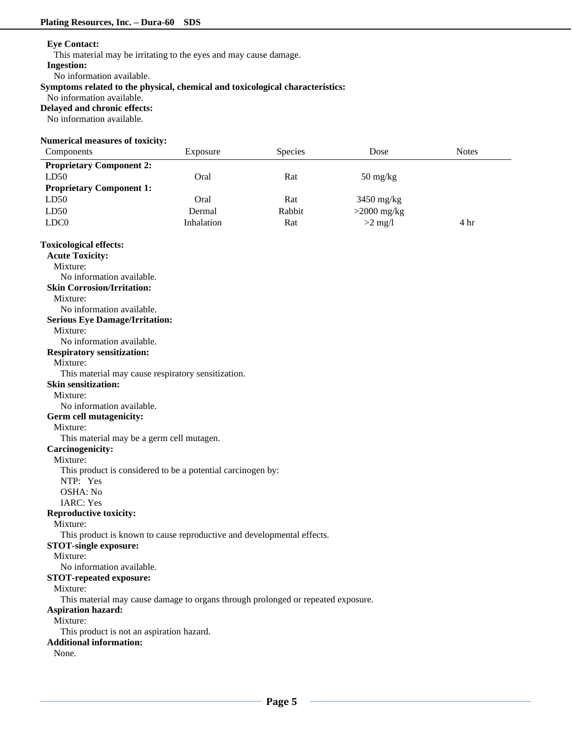**Eye Contact:**

This material may be irritating to the eyes and may cause damage.

**Ingestion:**

No information available.

**Symptoms related to the physical, chemical and toxicological characteristics:**

No information available.

**Delayed and chronic effects:**

No information available.

**Numerical measures of toxicity:**

| Components | Exposure | Species | Dose | Notes |
|---|---|---|---|---|
| **Proprietary Component 2:** | | | | |
| LD50 | Oral | Rat | 50 mg/kg | |
| **Proprietary Component 1:** | | | | |
| LD50 | Oral | Rat | 3450 mg/kg | |
| LD50 | Dermal | Rabbit | >2000 mg/kg | |
| LDC0 | Inhalation | Rat | >2 mg/l | 4 hr |

**Toxicological effects:**

**Acute Toxicity:**

Mixture:

No information available.

**Skin Corrosion/Irritation:**

Mixture:

No information available.

**Serious Eye Damage/Irritation:**

Mixture:

No information available.

**Respiratory sensitization:**

Mixture:

This material may cause respiratory sensitization.

**Skin sensitization:**

Mixture:

No information available.

**Germ cell mutagenicity:**

Mixture:

This material may be a germ cell mutagen.

**Carcinogenicity:**

Mixture:

This product is considered to be a potential carcinogen by:

NTP: Yes

OSHA: No

IARC: Yes

**Reproductive toxicity:**

Mixture:

This product is known to cause reproductive and developmental effects.

**STOT-single exposure:**

Mixture:

No information available.

**STOT-repeated exposure:**

Mixture:

This material may cause damage to organs through prolonged or repeated exposure.

**Aspiration hazard:**

Mixture:

This product is not an aspiration hazard.

**Additional information:**

None.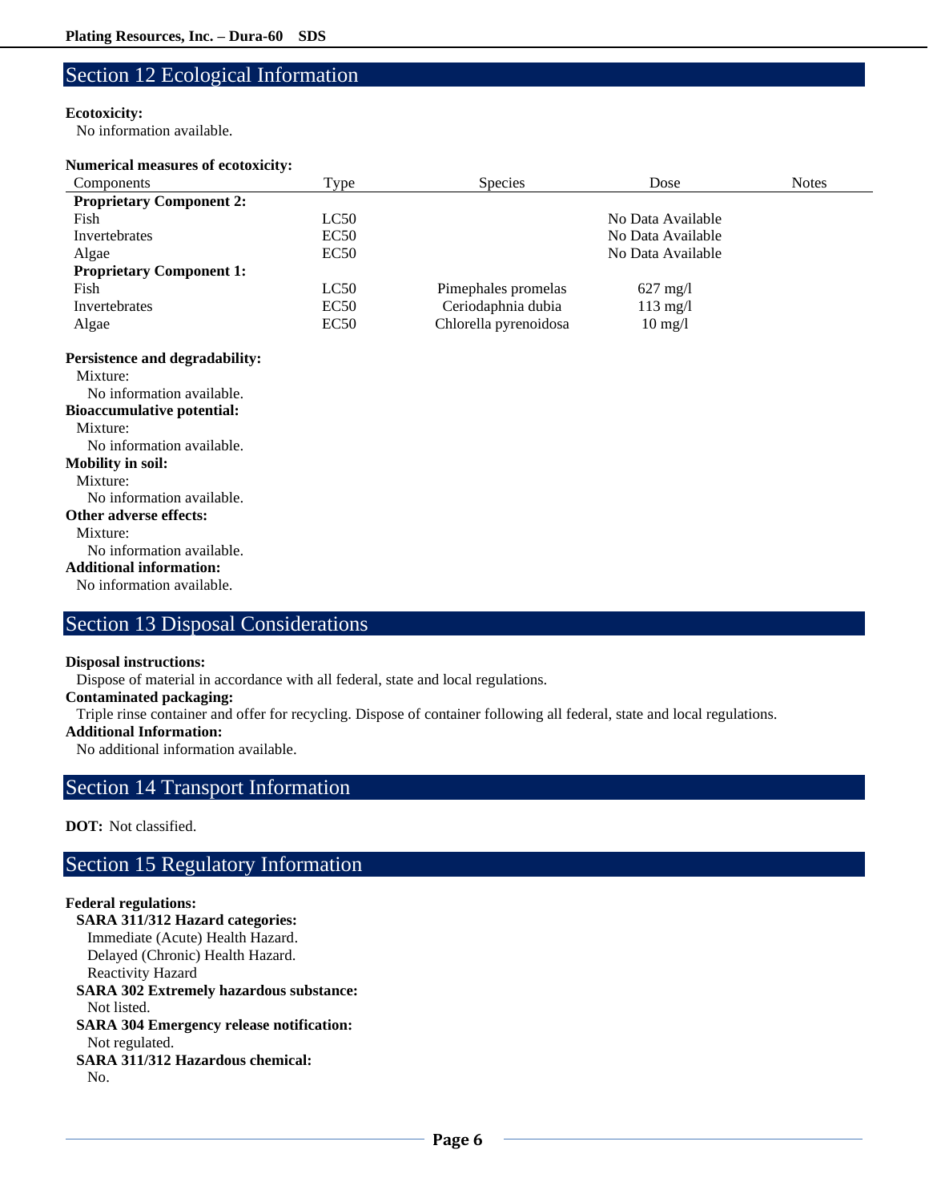## Section 12 Ecological Information

**Ecotoxicity:**
No information available.

**Numerical measures of ecotoxicity:**

| Components | Type | Species | Dose | Notes |
|---|---|---|---|---|
| **Proprietary Component 2:** | | | | |
| Fish | LC50 | | No Data Available | |
| Invertebrates | EC50 | | No Data Available | |
| Algae | EC50 | | No Data Available | |
| **Proprietary Component 1:** | | | | |
| Fish | LC50 | Pimephales promelas | 627 mg/l | |
| Invertebrates | EC50 | Ceriodaphnia dubia | 113 mg/l | |
| Algae | EC50 | Chlorella pyrenoidosa | 10 mg/l | |

**Persistence and degradability:**
Mixture:
No information available.

**Bioaccumulative potential:**
Mixture:
No information available.

**Mobility in soil:**
Mixture:
No information available.

**Other adverse effects:**
Mixture:
No information available.

**Additional information:**
No information available.

## Section 13 Disposal Considerations

**Disposal instructions:**
Dispose of material in accordance with all federal, state and local regulations.

**Contaminated packaging:**
Triple rinse container and offer for recycling. Dispose of container following all federal, state and local regulations.

**Additional Information:**
No additional information available.

## Section 14 Transport Information

**DOT:** Not classified.

## Section 15 Regulatory Information

**Federal regulations:**

**SARA 311/312 Hazard categories:**
Immediate (Acute) Health Hazard.
Delayed (Chronic) Health Hazard.
Reactivity Hazard

**SARA 302 Extremely hazardous substance:**
Not listed.

**SARA 304 Emergency release notification:**
Not regulated.

**SARA 311/312 Hazardous chemical:**
No.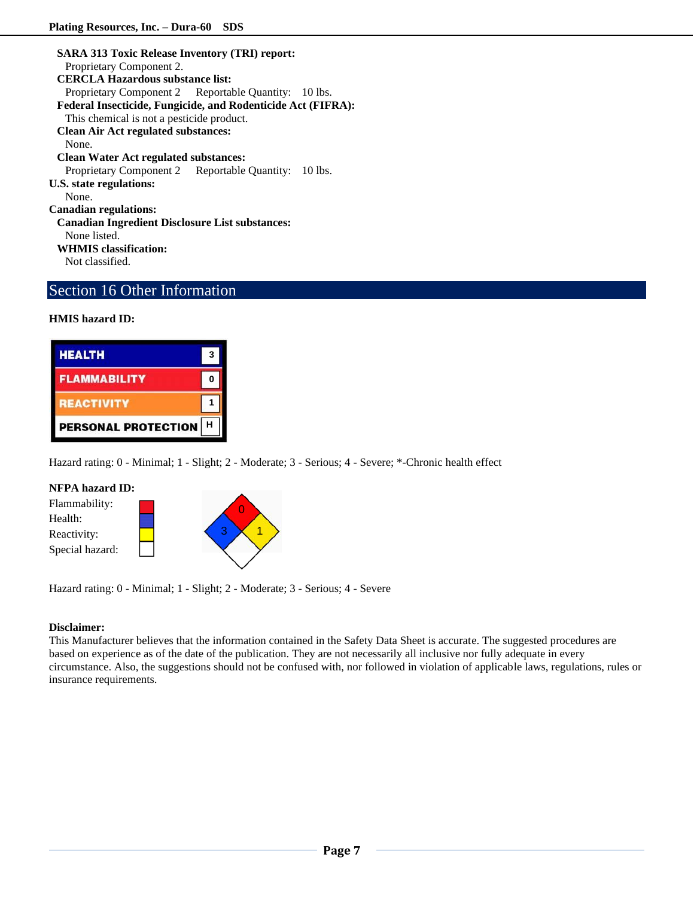**SARA 313 Toxic Release Inventory (TRI) report:**
Proprietary Component 2.

**CERCLA Hazardous substance list:**
Proprietary Component 2 Reportable Quantity: 10 lbs.

**Federal Insecticide, Fungicide, and Rodenticide Act (FIFRA):**
This chemical is not a pesticide product.

**Clean Air Act regulated substances:**
None.

**Clean Water Act regulated substances:**
Proprietary Component 2 Reportable Quantity: 10 lbs.

**U.S. state regulations:**
None.

**Canadian regulations:**

**Canadian Ingredient Disclosure List substances:**
None listed.

**WHMIS classification:**
Not classified.

## Section 16 Other Information

**HMIS hazard ID:**

| | |
|---|---|
| HEALTH | 3 |
| FLAMMABILITY | 0 |
| REACTIVITY | 1 |
| PERSONAL PROTECTION | H |

Hazard rating: 0 - Minimal; 1 - Slight; 2 - Moderate; 3 - Serious; 4 - Severe; *-Chronic health effect

**NFPA hazard ID:**

Flammability:
Health:
Reactivity:
Special hazard:

0
3
1

Hazard rating: 0 - Minimal; 1 - Slight; 2 - Moderate; 3 - Serious; 4 - Severe

**Disclaimer:**
This Manufacturer believes that the information contained in the Safety Data Sheet is accurate. The suggested procedures are based on experience as of the date of the publication. They are not necessarily all inclusive nor fully adequate in every circumstance. Also, the suggestions should not be confused with, nor followed in violation of applicable laws, regulations, rules or insurance requirements.